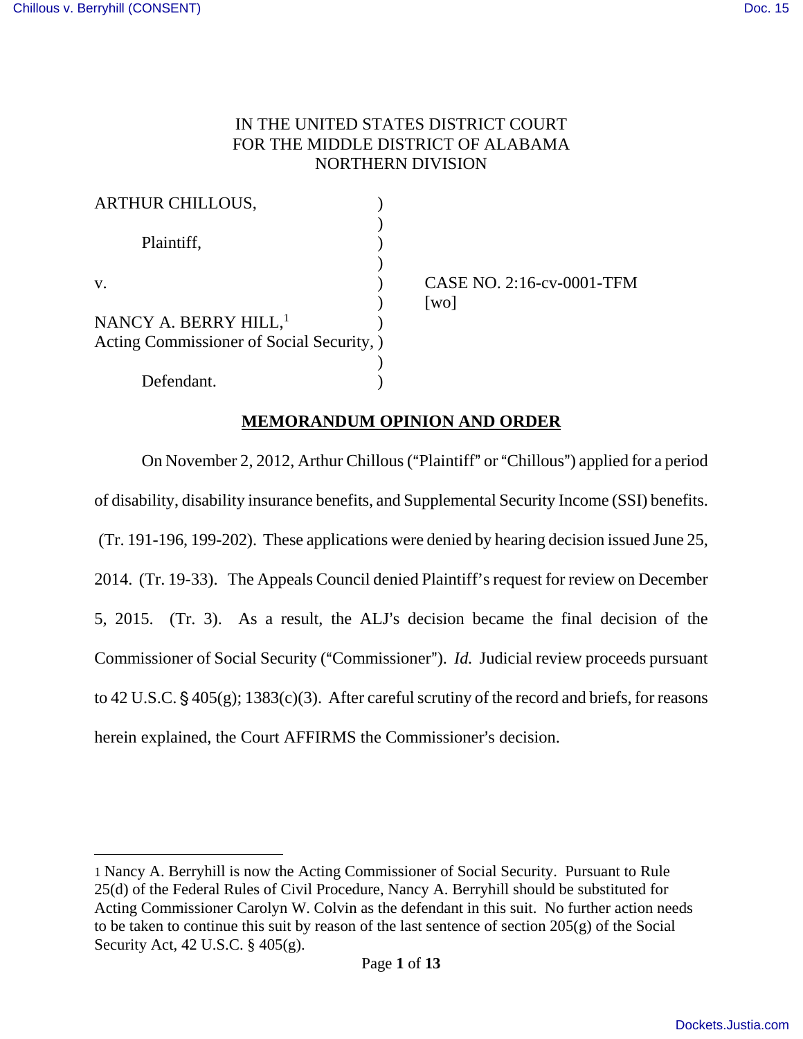IN THE UNITED STATES DISTRICT COURT
FOR THE MIDDLE DISTRICT OF ALABAMA
NORTHERN DIVISION

ARTHUR CHILLOUS,

Plaintiff,

v.

NANCY A. BERRY HILL,[1]
Acting Commissioner of Social Security,

Defendant.

CASE NO. 2:16-cv-0001-TFM
[wo]

## MEMORANDUM OPINION AND ORDER

On November 2, 2012, Arthur Chillous ("Plaintiff" or "Chillous") applied for a period of disability, disability insurance benefits, and Supplemental Security Income (SSI) benefits. (Tr. 191-196, 199-202). These applications were denied by hearing decision issued June 25, 2014. (Tr. 19-33). The Appeals Council denied Plaintiff's request for review on December 5, 2015. (Tr. 3). As a result, the ALJ's decision became the final decision of the Commissioner of Social Security ("Commissioner"). *Id.* Judicial review proceeds pursuant to 42 U.S.C. § 405(g); 1383(c)(3). After careful scrutiny of the record and briefs, for reasons herein explained, the Court AFFIRMS the Commissioner's decision.

---

[1] Nancy A. Berryhill is now the Acting Commissioner of Social Security. Pursuant to Rule 25(d) of the Federal Rules of Civil Procedure, Nancy A. Berryhill should be substituted for Acting Commissioner Carolyn W. Colvin as the defendant in this suit. No further action needs to be taken to continue this suit by reason of the last sentence of section 205(g) of the Social Security Act, 42 U.S.C. § 405(g).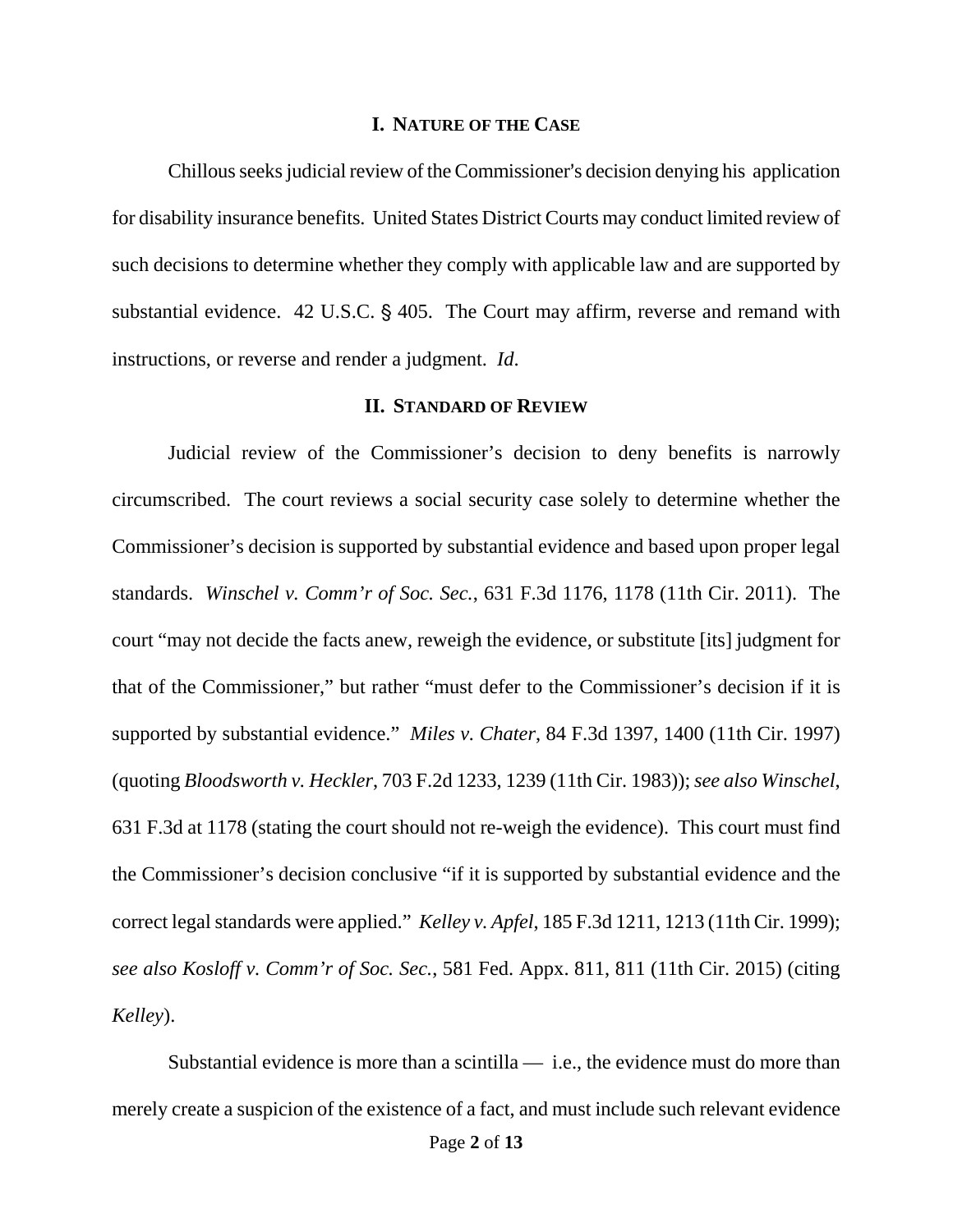## I. Nature of the Case

Chillous seeks judicial review of the Commissioner's decision denying his application for disability insurance benefits. United States District Courts may conduct limited review of such decisions to determine whether they comply with applicable law and are supported by substantial evidence. 42 U.S.C. § 405. The Court may affirm, reverse and remand with instructions, or reverse and render a judgment. *Id*.

## II. Standard of Review

Judicial review of the Commissioner's decision to deny benefits is narrowly circumscribed. The court reviews a social security case solely to determine whether the Commissioner's decision is supported by substantial evidence and based upon proper legal standards. *Winschel v. Comm'r of Soc. Sec.*, 631 F.3d 1176, 1178 (11th Cir. 2011). The court "may not decide the facts anew, reweigh the evidence, or substitute [its] judgment for that of the Commissioner," but rather "must defer to the Commissioner's decision if it is supported by substantial evidence." *Miles v. Chater*, 84 F.3d 1397, 1400 (11th Cir. 1997) (quoting *Bloodsworth v. Heckler*, 703 F.2d 1233, 1239 (11th Cir. 1983)); *see also Winschel*, 631 F.3d at 1178 (stating the court should not re-weigh the evidence). This court must find the Commissioner's decision conclusive "if it is supported by substantial evidence and the correct legal standards were applied." *Kelley v. Apfel*, 185 F.3d 1211, 1213 (11th Cir. 1999); *see also Kosloff v. Comm'r of Soc. Sec.*, 581 Fed. Appx. 811, 811 (11th Cir. 2015) (citing *Kelley*).

Substantial evidence is more than a scintilla — i.e., the evidence must do more than merely create a suspicion of the existence of a fact, and must include such relevant evidence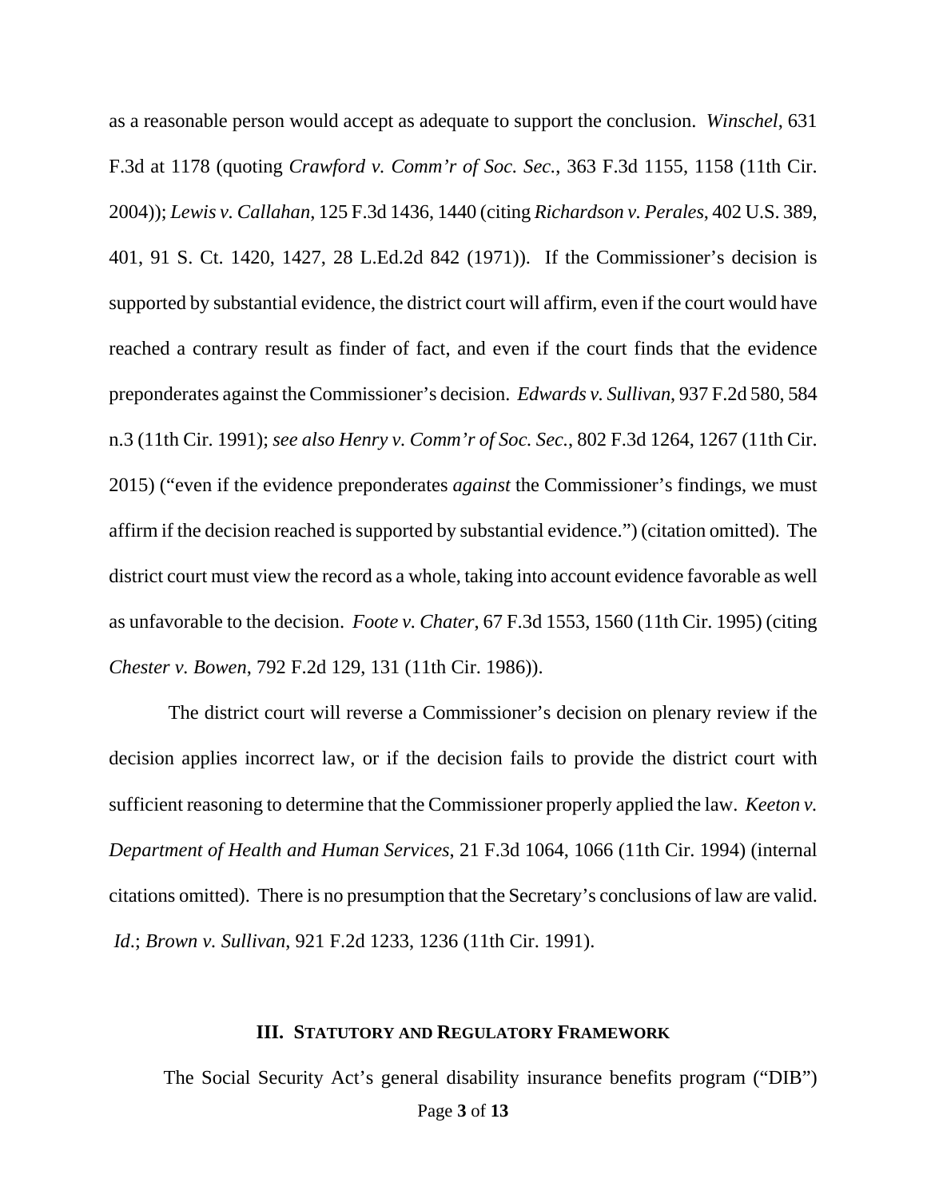as a reasonable person would accept as adequate to support the conclusion. *Winschel*, 631 F.3d at 1178 (quoting *Crawford v. Comm'r of Soc. Sec.*, 363 F.3d 1155, 1158 (11th Cir. 2004)); *Lewis v. Callahan*, 125 F.3d 1436, 1440 (citing *Richardson v. Perales*, 402 U.S. 389, 401, 91 S. Ct. 1420, 1427, 28 L.Ed.2d 842 (1971)). If the Commissioner's decision is supported by substantial evidence, the district court will affirm, even if the court would have reached a contrary result as finder of fact, and even if the court finds that the evidence preponderates against the Commissioner's decision. *Edwards v. Sullivan*, 937 F.2d 580, 584 n.3 (11th Cir. 1991); *see also Henry v. Comm'r of Soc. Sec.*, 802 F.3d 1264, 1267 (11th Cir. 2015) ("even if the evidence preponderates *against* the Commissioner's findings, we must affirm if the decision reached is supported by substantial evidence.") (citation omitted). The district court must view the record as a whole, taking into account evidence favorable as well as unfavorable to the decision. *Foote v. Chater*, 67 F.3d 1553, 1560 (11th Cir. 1995) (citing *Chester v. Bowen*, 792 F.2d 129, 131 (11th Cir. 1986)).

The district court will reverse a Commissioner's decision on plenary review if the decision applies incorrect law, or if the decision fails to provide the district court with sufficient reasoning to determine that the Commissioner properly applied the law. *Keeton v. Department of Health and Human Services*, 21 F.3d 1064, 1066 (11th Cir. 1994) (internal citations omitted). There is no presumption that the Secretary's conclusions of law are valid. *Id*.; *Brown v. Sullivan*, 921 F.2d 1233, 1236 (11th Cir. 1991).

## III. Statutory and Regulatory Framework

The Social Security Act's general disability insurance benefits program ("DIB")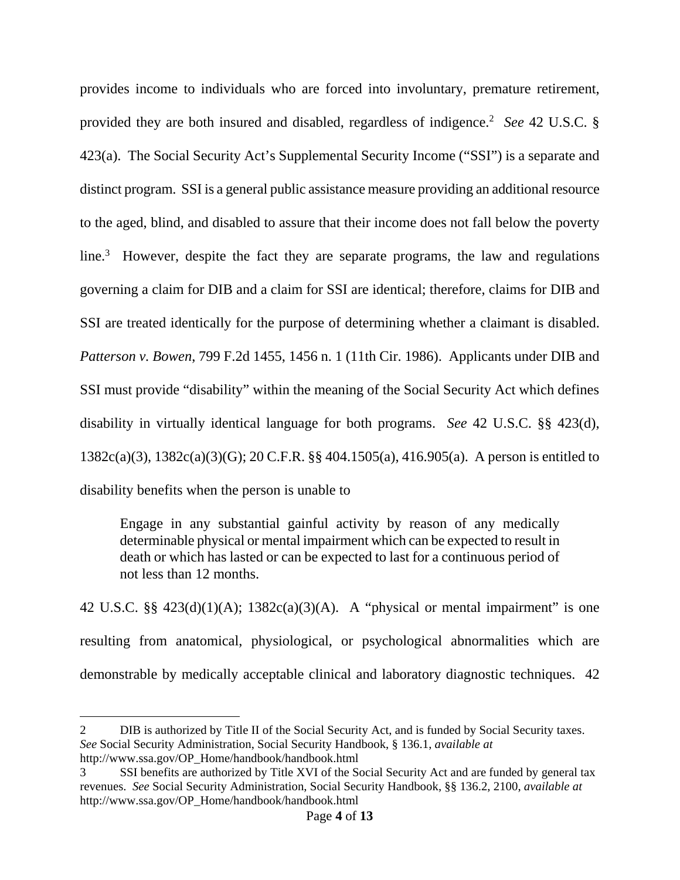provides income to individuals who are forced into involuntary, premature retirement, provided they are both insured and disabled, regardless of indigence.[2] *See* 42 U.S.C. § 423(a). The Social Security Act's Supplemental Security Income ("SSI") is a separate and distinct program. SSI is a general public assistance measure providing an additional resource to the aged, blind, and disabled to assure that their income does not fall below the poverty line.[3] However, despite the fact they are separate programs, the law and regulations governing a claim for DIB and a claim for SSI are identical; therefore, claims for DIB and SSI are treated identically for the purpose of determining whether a claimant is disabled. *Patterson v. Bowen*, 799 F.2d 1455, 1456 n. 1 (11th Cir. 1986). Applicants under DIB and SSI must provide "disability" within the meaning of the Social Security Act which defines disability in virtually identical language for both programs. *See* 42 U.S.C. §§ 423(d), 1382c(a)(3), 1382c(a)(3)(G); 20 C.F.R. §§ 404.1505(a), 416.905(a). A person is entitled to disability benefits when the person is unable to

> Engage in any substantial gainful activity by reason of any medically determinable physical or mental impairment which can be expected to result in death or which has lasted or can be expected to last for a continuous period of not less than 12 months.

42 U.S.C. §§ 423(d)(1)(A); 1382c(a)(3)(A). A "physical or mental impairment" is one resulting from anatomical, physiological, or psychological abnormalities which are demonstrable by medically acceptable clinical and laboratory diagnostic techniques. 42

---

2 DIB is authorized by Title II of the Social Security Act, and is funded by Social Security taxes. *See* Social Security Administration, Social Security Handbook, § 136.1, *available at* http://www.ssa.gov/OP_Home/handbook/handbook.html

3 SSI benefits are authorized by Title XVI of the Social Security Act and are funded by general tax revenues. *See* Social Security Administration, Social Security Handbook, §§ 136.2, 2100, *available at* http://www.ssa.gov/OP_Home/handbook/handbook.html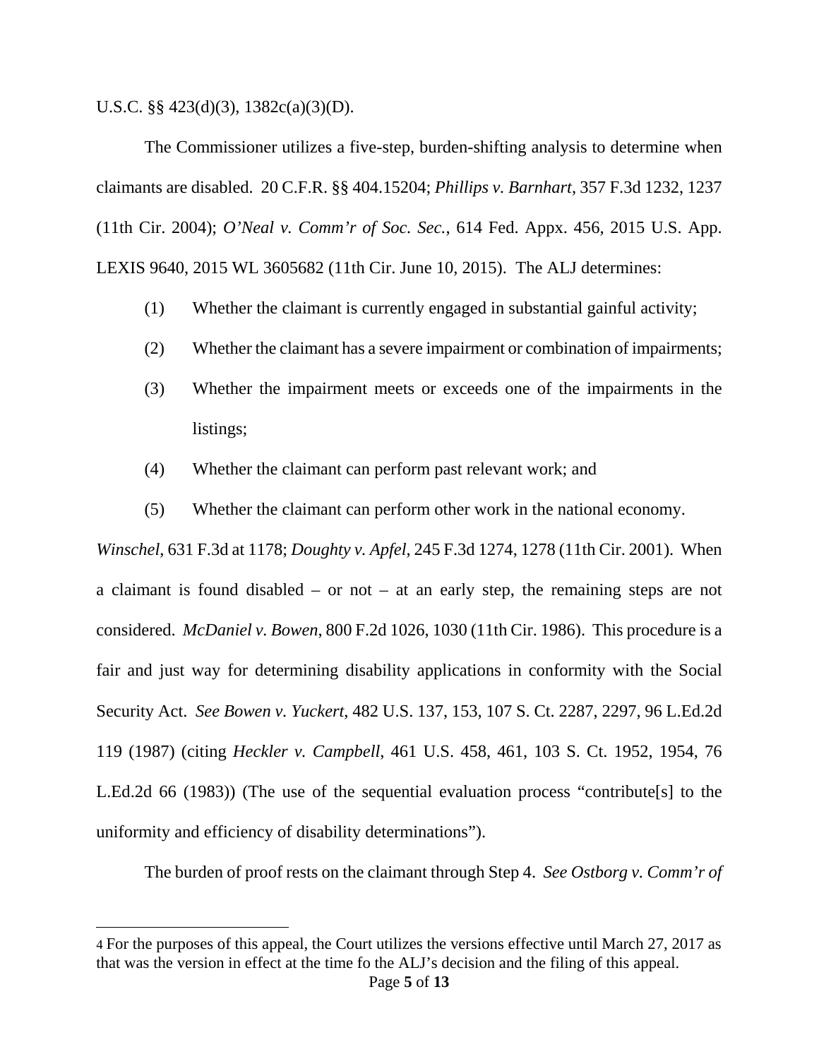U.S.C. §§ 423(d)(3), 1382c(a)(3)(D).

The Commissioner utilizes a five-step, burden-shifting analysis to determine when claimants are disabled. 20 C.F.R. §§ 404.15204; *Phillips v. Barnhart*, 357 F.3d 1232, 1237 (11th Cir. 2004); *O'Neal v. Comm'r of Soc. Sec.*, 614 Fed. Appx. 456, 2015 U.S. App. LEXIS 9640, 2015 WL 3605682 (11th Cir. June 10, 2015). The ALJ determines:

(1) Whether the claimant is currently engaged in substantial gainful activity;

(2) Whether the claimant has a severe impairment or combination of impairments;

(3) Whether the impairment meets or exceeds one of the impairments in the listings;

(4) Whether the claimant can perform past relevant work; and

(5) Whether the claimant can perform other work in the national economy.

*Winschel*, 631 F.3d at 1178; *Doughty v. Apfel*, 245 F.3d 1274, 1278 (11th Cir. 2001). When a claimant is found disabled – or not – at an early step, the remaining steps are not considered. *McDaniel v. Bowen*, 800 F.2d 1026, 1030 (11th Cir. 1986). This procedure is a fair and just way for determining disability applications in conformity with the Social Security Act. *See Bowen v. Yuckert*, 482 U.S. 137, 153, 107 S. Ct. 2287, 2297, 96 L.Ed.2d 119 (1987) (citing *Heckler v. Campbell*, 461 U.S. 458, 461, 103 S. Ct. 1952, 1954, 76 L.Ed.2d 66 (1983)) (The use of the sequential evaluation process "contribute[s] to the uniformity and efficiency of disability determinations").

The burden of proof rests on the claimant through Step 4. *See Ostborg v. Comm'r of*

---

4 For the purposes of this appeal, the Court utilizes the versions effective until March 27, 2017 as that was the version in effect at the time fo the ALJ's decision and the filing of this appeal.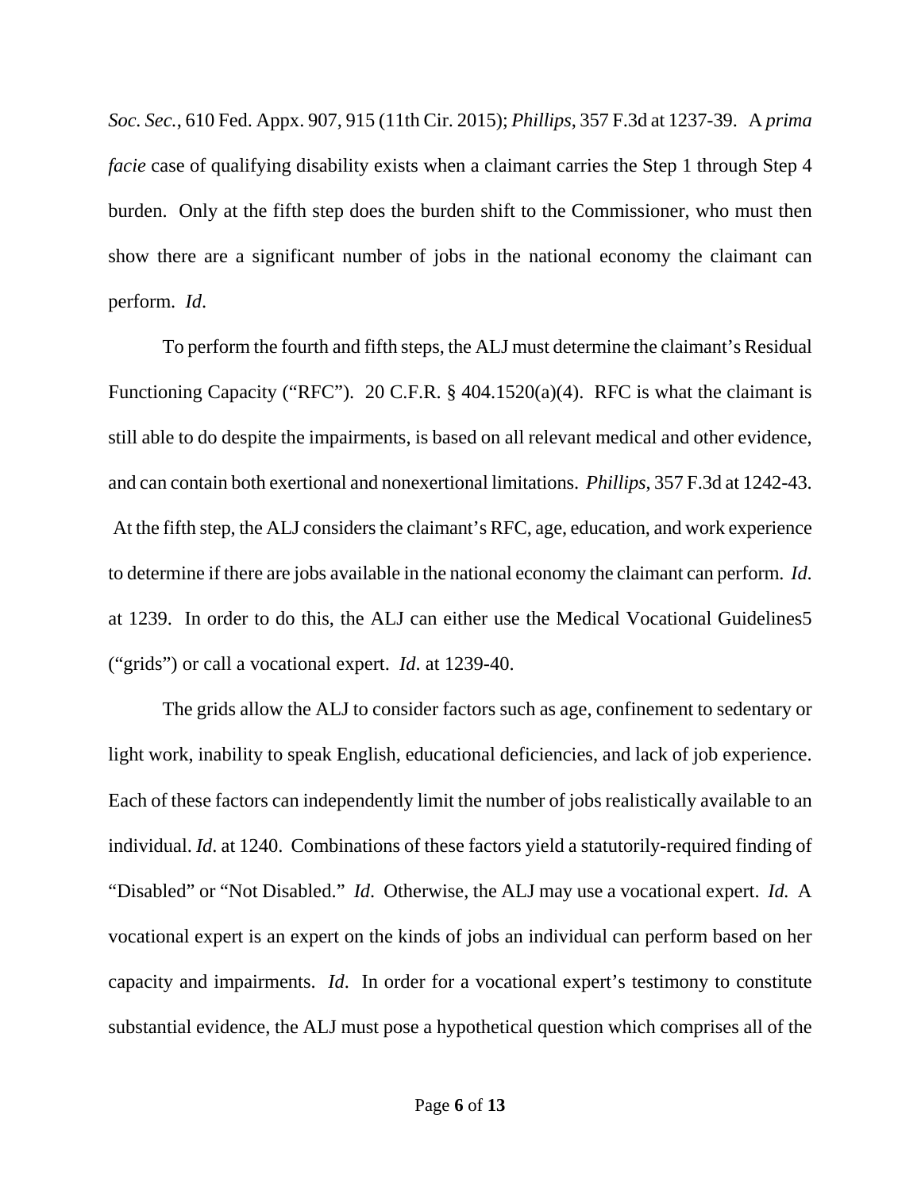*Soc. Sec.*, 610 Fed. Appx. 907, 915 (11th Cir. 2015); *Phillips*, 357 F.3d at 1237-39. A *prima facie* case of qualifying disability exists when a claimant carries the Step 1 through Step 4 burden. Only at the fifth step does the burden shift to the Commissioner, who must then show there are a significant number of jobs in the national economy the claimant can perform. *Id*.

To perform the fourth and fifth steps, the ALJ must determine the claimant's Residual Functioning Capacity ("RFC"). 20 C.F.R. § 404.1520(a)(4). RFC is what the claimant is still able to do despite the impairments, is based on all relevant medical and other evidence, and can contain both exertional and nonexertional limitations. *Phillips*, 357 F.3d at 1242-43. At the fifth step, the ALJ considers the claimant's RFC, age, education, and work experience to determine if there are jobs available in the national economy the claimant can perform. *Id*. at 1239. In order to do this, the ALJ can either use the Medical Vocational Guidelines[5] ("grids") or call a vocational expert. *Id*. at 1239-40.

The grids allow the ALJ to consider factors such as age, confinement to sedentary or light work, inability to speak English, educational deficiencies, and lack of job experience. Each of these factors can independently limit the number of jobs realistically available to an individual. *Id*. at 1240. Combinations of these factors yield a statutorily-required finding of "Disabled" or "Not Disabled." *Id*. Otherwise, the ALJ may use a vocational expert. *Id.* A vocational expert is an expert on the kinds of jobs an individual can perform based on her capacity and impairments. *Id*. In order for a vocational expert's testimony to constitute substantial evidence, the ALJ must pose a hypothetical question which comprises all of the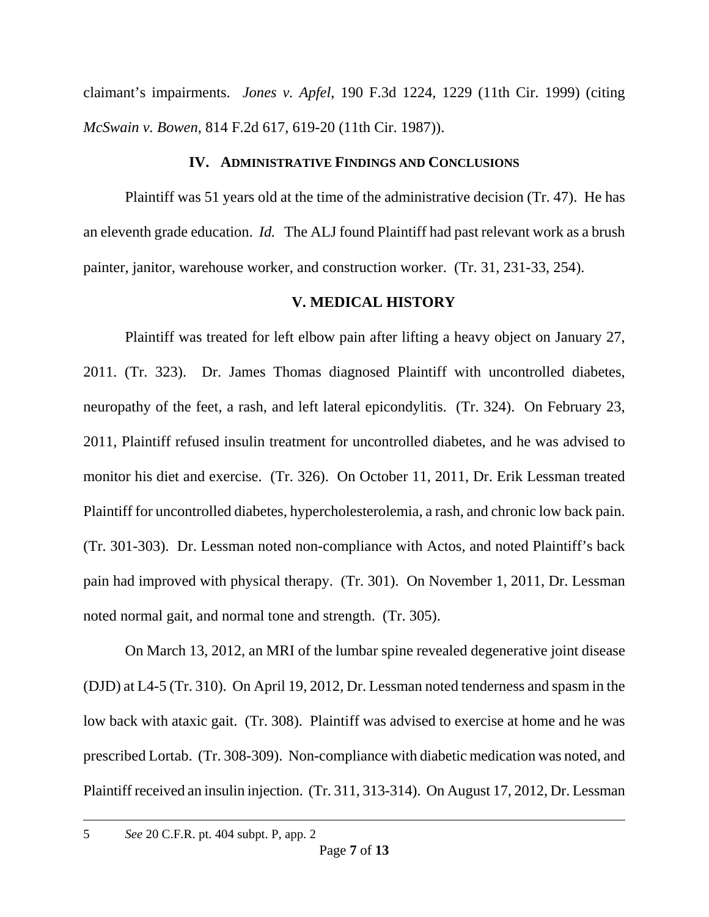claimant's impairments. *Jones v. Apfel*, 190 F.3d 1224, 1229 (11th Cir. 1999) (citing *McSwain v. Bowen*, 814 F.2d 617, 619-20 (11th Cir. 1987)).

## IV. ADMINISTRATIVE FINDINGS AND CONCLUSIONS

Plaintiff was 51 years old at the time of the administrative decision (Tr. 47). He has an eleventh grade education. *Id.* The ALJ found Plaintiff had past relevant work as a brush painter, janitor, warehouse worker, and construction worker. (Tr. 31, 231-33, 254).

## V. MEDICAL HISTORY

Plaintiff was treated for left elbow pain after lifting a heavy object on January 27, 2011. (Tr. 323). Dr. James Thomas diagnosed Plaintiff with uncontrolled diabetes, neuropathy of the feet, a rash, and left lateral epicondylitis. (Tr. 324). On February 23, 2011, Plaintiff refused insulin treatment for uncontrolled diabetes, and he was advised to monitor his diet and exercise. (Tr. 326). On October 11, 2011, Dr. Erik Lessman treated Plaintiff for uncontrolled diabetes, hypercholesterolemia, a rash, and chronic low back pain. (Tr. 301-303). Dr. Lessman noted non-compliance with Actos, and noted Plaintiff's back pain had improved with physical therapy. (Tr. 301). On November 1, 2011, Dr. Lessman noted normal gait, and normal tone and strength. (Tr. 305).

On March 13, 2012, an MRI of the lumbar spine revealed degenerative joint disease (DJD) at L4-5 (Tr. 310). On April 19, 2012, Dr. Lessman noted tenderness and spasm in the low back with ataxic gait. (Tr. 308). Plaintiff was advised to exercise at home and he was prescribed Lortab. (Tr. 308-309). Non-compliance with diabetic medication was noted, and Plaintiff received an insulin injection. (Tr. 311, 313-314). On August 17, 2012, Dr. Lessman

---

5 *See* 20 C.F.R. pt. 404 subpt. P, app. 2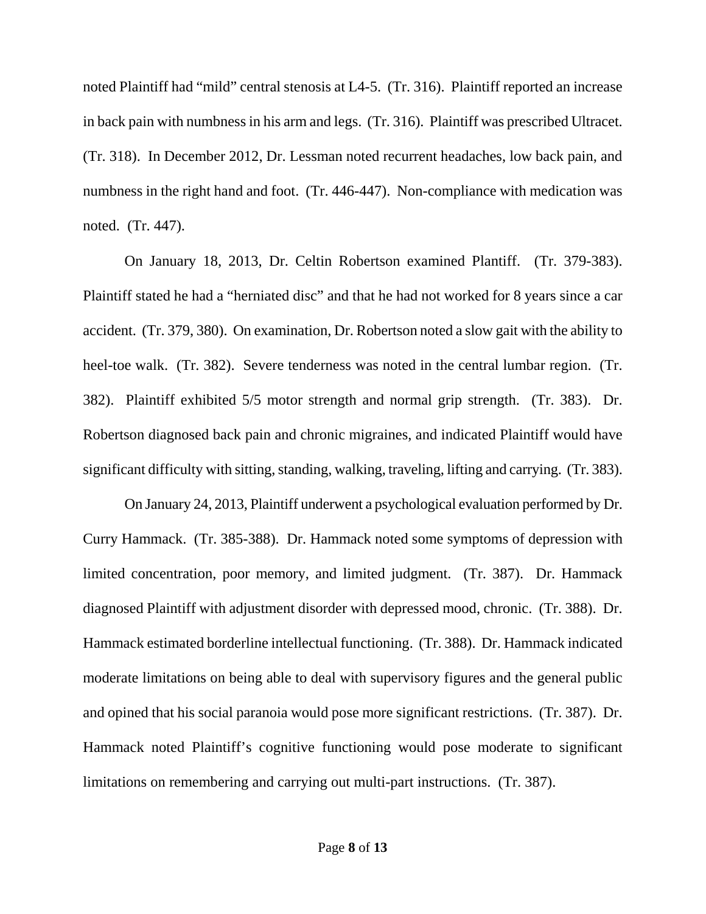noted Plaintiff had "mild" central stenosis at L4-5. (Tr. 316). Plaintiff reported an increase in back pain with numbness in his arm and legs. (Tr. 316). Plaintiff was prescribed Ultracet. (Tr. 318). In December 2012, Dr. Lessman noted recurrent headaches, low back pain, and numbness in the right hand and foot. (Tr. 446-447). Non-compliance with medication was noted. (Tr. 447).

On January 18, 2013, Dr. Celtin Robertson examined Plantiff. (Tr. 379-383). Plaintiff stated he had a "herniated disc" and that he had not worked for 8 years since a car accident. (Tr. 379, 380). On examination, Dr. Robertson noted a slow gait with the ability to heel-toe walk. (Tr. 382). Severe tenderness was noted in the central lumbar region. (Tr. 382). Plaintiff exhibited 5/5 motor strength and normal grip strength. (Tr. 383). Dr. Robertson diagnosed back pain and chronic migraines, and indicated Plaintiff would have significant difficulty with sitting, standing, walking, traveling, lifting and carrying. (Tr. 383).

On January 24, 2013, Plaintiff underwent a psychological evaluation performed by Dr. Curry Hammack. (Tr. 385-388). Dr. Hammack noted some symptoms of depression with limited concentration, poor memory, and limited judgment. (Tr. 387). Dr. Hammack diagnosed Plaintiff with adjustment disorder with depressed mood, chronic. (Tr. 388). Dr. Hammack estimated borderline intellectual functioning. (Tr. 388). Dr. Hammack indicated moderate limitations on being able to deal with supervisory figures and the general public and opined that his social paranoia would pose more significant restrictions. (Tr. 387). Dr. Hammack noted Plaintiff's cognitive functioning would pose moderate to significant limitations on remembering and carrying out multi-part instructions. (Tr. 387).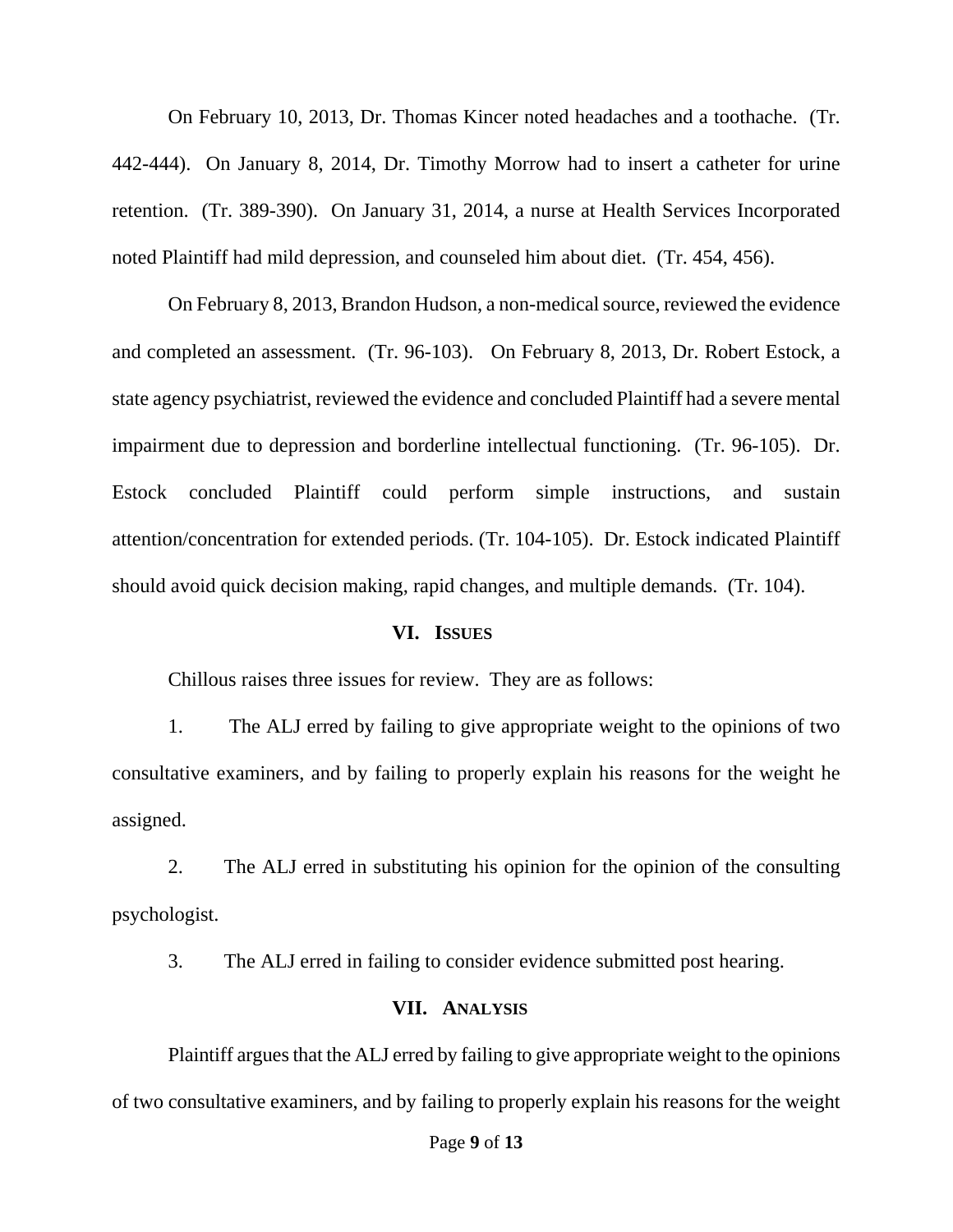On February 10, 2013, Dr. Thomas Kincer noted headaches and a toothache. (Tr. 442-444). On January 8, 2014, Dr. Timothy Morrow had to insert a catheter for urine retention. (Tr. 389-390). On January 31, 2014, a nurse at Health Services Incorporated noted Plaintiff had mild depression, and counseled him about diet. (Tr. 454, 456).

On February 8, 2013, Brandon Hudson, a non-medical source, reviewed the evidence and completed an assessment. (Tr. 96-103). On February 8, 2013, Dr. Robert Estock, a state agency psychiatrist, reviewed the evidence and concluded Plaintiff had a severe mental impairment due to depression and borderline intellectual functioning. (Tr. 96-105). Dr. Estock concluded Plaintiff could perform simple instructions, and sustain attention/concentration for extended periods. (Tr. 104-105). Dr. Estock indicated Plaintiff should avoid quick decision making, rapid changes, and multiple demands. (Tr. 104).

## VI. ISSUES

Chillous raises three issues for review. They are as follows:

1. The ALJ erred by failing to give appropriate weight to the opinions of two consultative examiners, and by failing to properly explain his reasons for the weight he assigned.

2. The ALJ erred in substituting his opinion for the opinion of the consulting psychologist.

3. The ALJ erred in failing to consider evidence submitted post hearing.

## VII. ANALYSIS

Plaintiff argues that the ALJ erred by failing to give appropriate weight to the opinions of two consultative examiners, and by failing to properly explain his reasons for the weight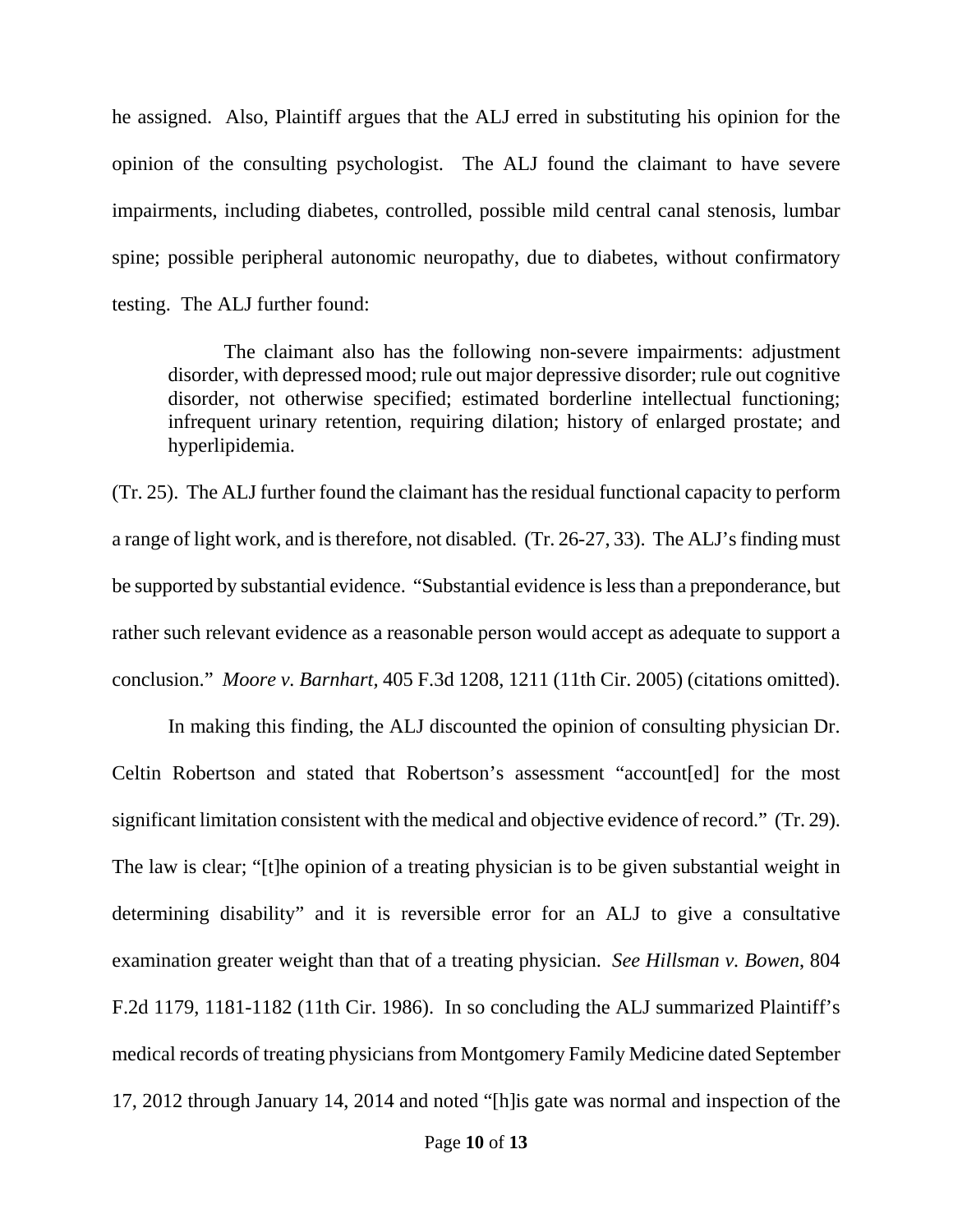he assigned. Also, Plaintiff argues that the ALJ erred in substituting his opinion for the opinion of the consulting psychologist. The ALJ found the claimant to have severe impairments, including diabetes, controlled, possible mild central canal stenosis, lumbar spine; possible peripheral autonomic neuropathy, due to diabetes, without confirmatory testing. The ALJ further found:

> The claimant also has the following non-severe impairments: adjustment disorder, with depressed mood; rule out major depressive disorder; rule out cognitive disorder, not otherwise specified; estimated borderline intellectual functioning; infrequent urinary retention, requiring dilation; history of enlarged prostate; and hyperlipidemia.

(Tr. 25). The ALJ further found the claimant has the residual functional capacity to perform a range of light work, and is therefore, not disabled. (Tr. 26-27, 33). The ALJ's finding must be supported by substantial evidence. "Substantial evidence is less than a preponderance, but rather such relevant evidence as a reasonable person would accept as adequate to support a conclusion." *Moore v. Barnhart,* 405 F.3d 1208, 1211 (11th Cir. 2005) (citations omitted).

In making this finding, the ALJ discounted the opinion of consulting physician Dr. Celtin Robertson and stated that Robertson's assessment "account[ed] for the most significant limitation consistent with the medical and objective evidence of record." (Tr. 29). The law is clear; "[t]he opinion of a treating physician is to be given substantial weight in determining disability" and it is reversible error for an ALJ to give a consultative examination greater weight than that of a treating physician. *See Hillsman v. Bowen,* 804 F.2d 1179, 1181-1182 (11th Cir. 1986). In so concluding the ALJ summarized Plaintiff's medical records of treating physicians from Montgomery Family Medicine dated September 17, 2012 through January 14, 2014 and noted "[h]is gate was normal and inspection of the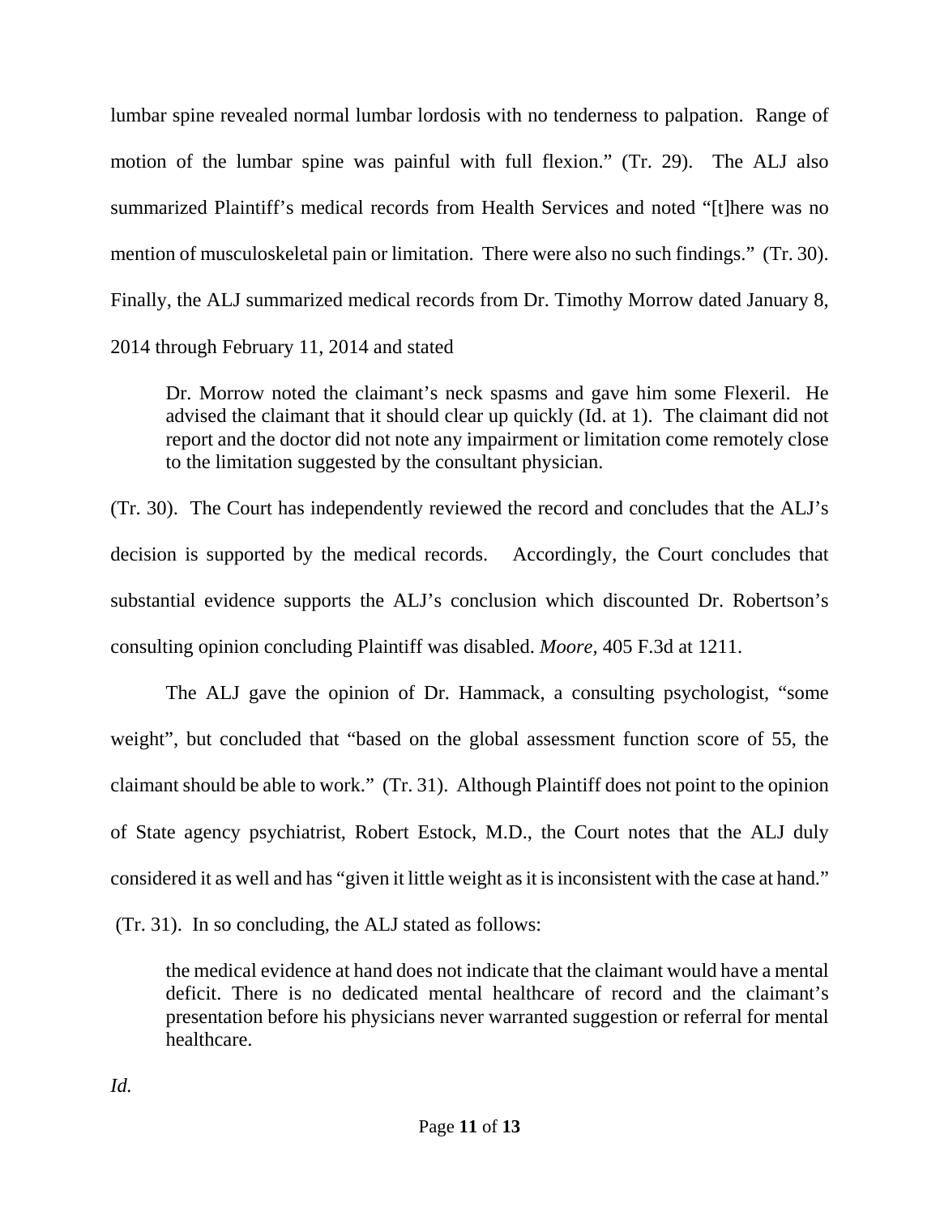lumbar spine revealed normal lumbar lordosis with no tenderness to palpation. Range of motion of the lumbar spine was painful with full flexion." (Tr. 29). The ALJ also summarized Plaintiff's medical records from Health Services and noted "[t]here was no mention of musculoskeletal pain or limitation. There were also no such findings." (Tr. 30). Finally, the ALJ summarized medical records from Dr. Timothy Morrow dated January 8, 2014 through February 11, 2014 and stated

> Dr. Morrow noted the claimant's neck spasms and gave him some Flexeril. He advised the claimant that it should clear up quickly (Id. at 1). The claimant did not report and the doctor did not note any impairment or limitation come remotely close to the limitation suggested by the consultant physician.

(Tr. 30). The Court has independently reviewed the record and concludes that the ALJ's decision is supported by the medical records. Accordingly, the Court concludes that substantial evidence supports the ALJ's conclusion which discounted Dr. Robertson's consulting opinion concluding Plaintiff was disabled. *Moore,* 405 F.3d at 1211.

The ALJ gave the opinion of Dr. Hammack, a consulting psychologist, "some weight", but concluded that "based on the global assessment function score of 55, the claimant should be able to work." (Tr. 31). Although Plaintiff does not point to the opinion of State agency psychiatrist, Robert Estock, M.D., the Court notes that the ALJ duly considered it as well and has "given it little weight as it is inconsistent with the case at hand." (Tr. 31). In so concluding, the ALJ stated as follows:

> the medical evidence at hand does not indicate that the claimant would have a mental deficit. There is no dedicated mental healthcare of record and the claimant's presentation before his physicians never warranted suggestion or referral for mental healthcare.

*Id.*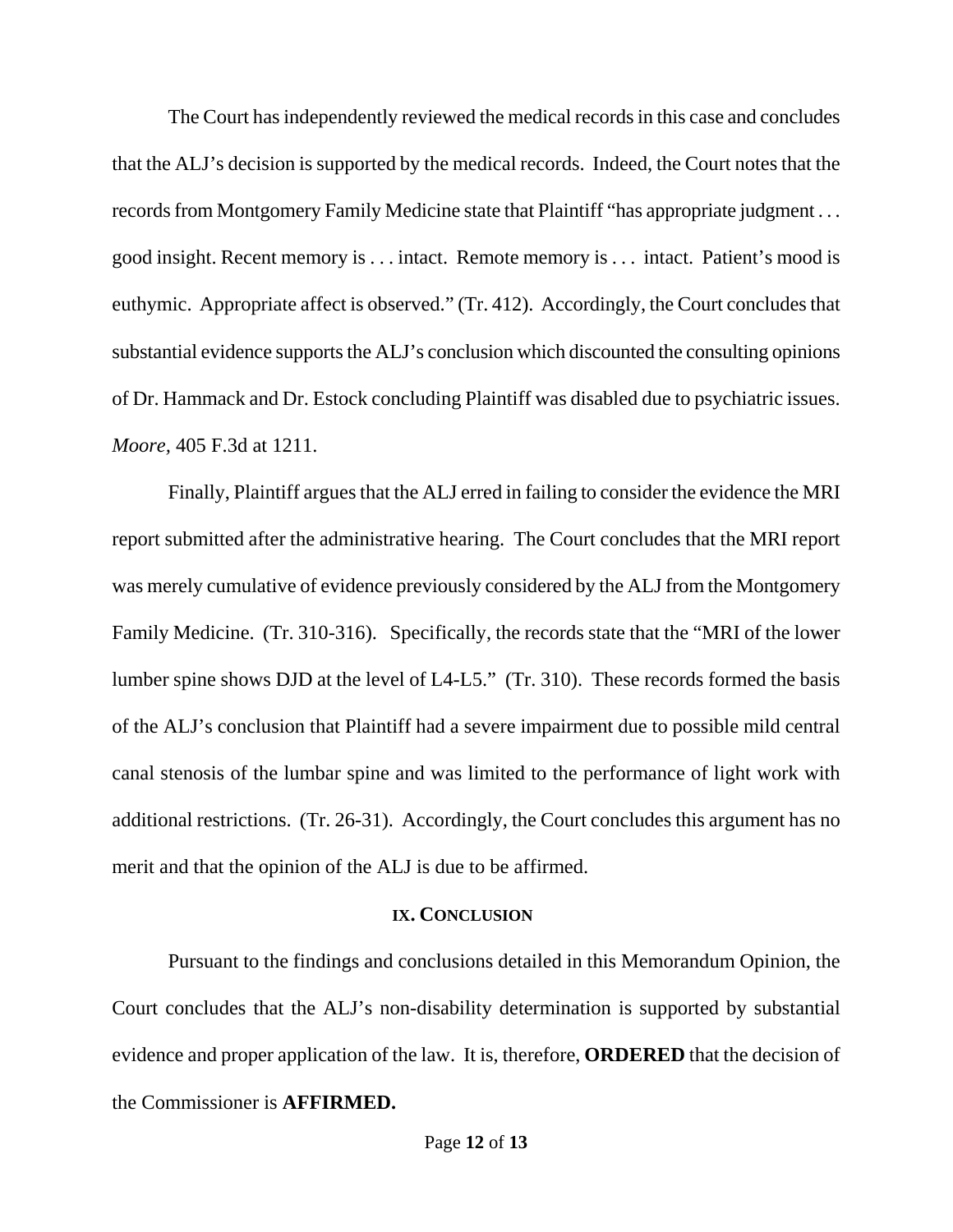The Court has independently reviewed the medical records in this case and concludes that the ALJ's decision is supported by the medical records. Indeed, the Court notes that the records from Montgomery Family Medicine state that Plaintiff "has appropriate judgment . . . good insight. Recent memory is . . . intact. Remote memory is . . . intact. Patient's mood is euthymic. Appropriate affect is observed." (Tr. 412). Accordingly, the Court concludes that substantial evidence supports the ALJ's conclusion which discounted the consulting opinions of Dr. Hammack and Dr. Estock concluding Plaintiff was disabled due to psychiatric issues. *Moore,* 405 F.3d at 1211.

Finally, Plaintiff argues that the ALJ erred in failing to consider the evidence the MRI report submitted after the administrative hearing. The Court concludes that the MRI report was merely cumulative of evidence previously considered by the ALJ from the Montgomery Family Medicine. (Tr. 310-316). Specifically, the records state that the "MRI of the lower lumber spine shows DJD at the level of L4-L5." (Tr. 310). These records formed the basis of the ALJ's conclusion that Plaintiff had a severe impairment due to possible mild central canal stenosis of the lumbar spine and was limited to the performance of light work with additional restrictions. (Tr. 26-31). Accordingly, the Court concludes this argument has no merit and that the opinion of the ALJ is due to be affirmed.

## IX. CONCLUSION

Pursuant to the findings and conclusions detailed in this Memorandum Opinion, the Court concludes that the ALJ's non-disability determination is supported by substantial evidence and proper application of the law. It is, therefore, **ORDERED** that the decision of the Commissioner is **AFFIRMED.**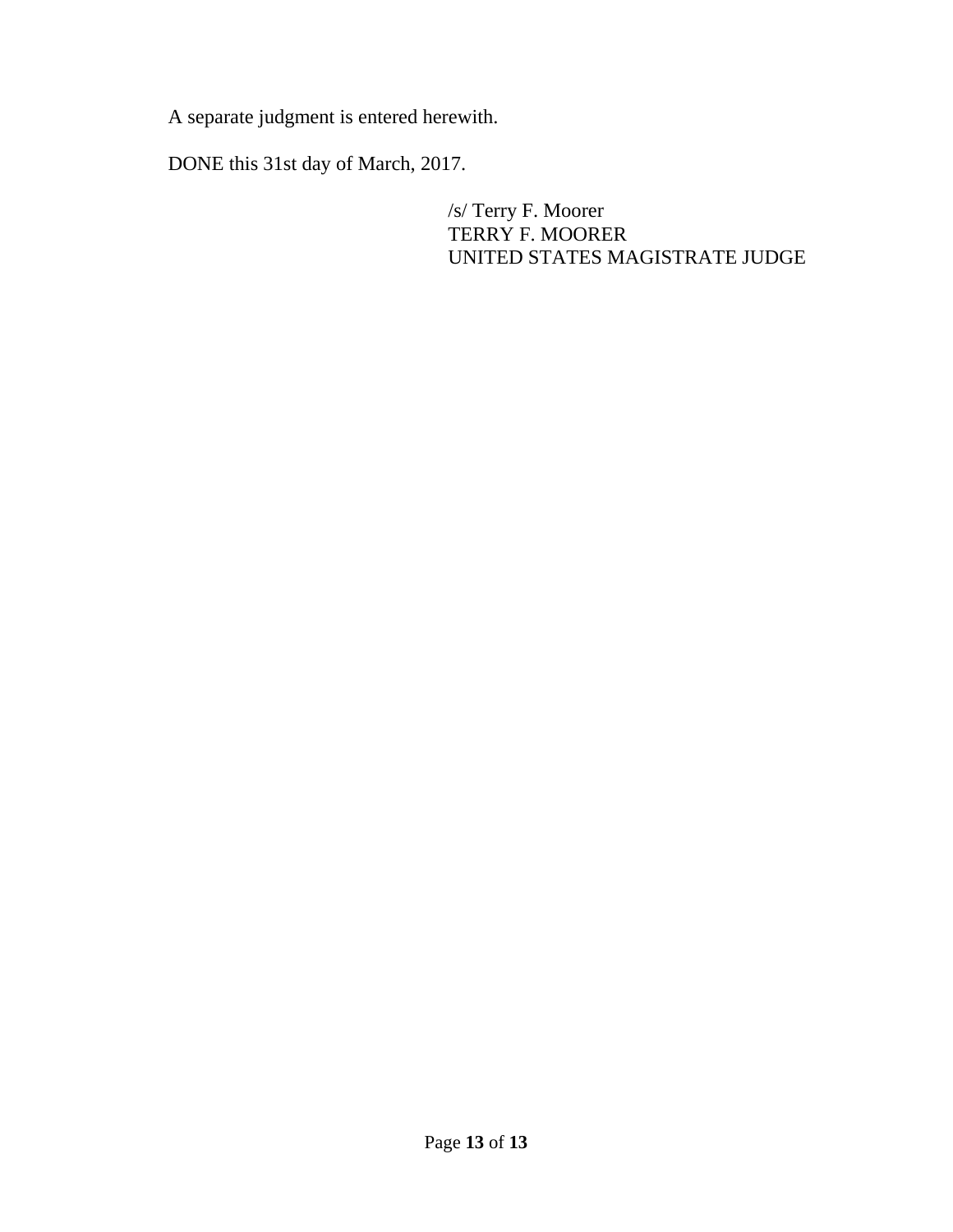A separate judgment is entered herewith.

DONE this 31st day of March, 2017.

/s/ Terry F. Moorer
TERRY F. MOORER
UNITED STATES MAGISTRATE JUDGE